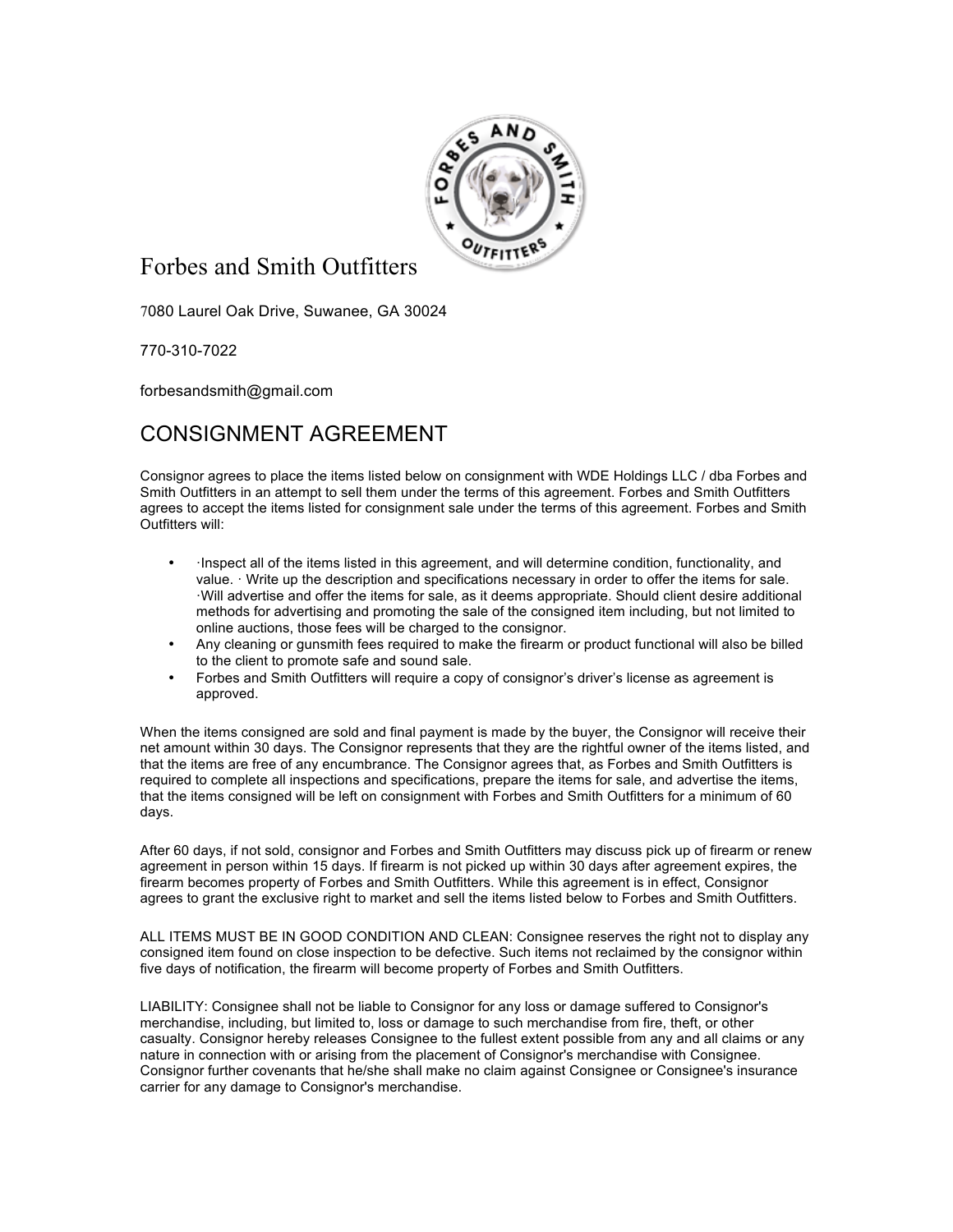# Forbes and Smith Outfitters

7080 Laurel Oak Drive, Suwanee, GA 30024

770-310-7022

forbesandsmith@gmail.com

## CONSIGNMENT AGREEMENT

Consignor agrees to place the items listed below on consignment with WDE Holdings LLC / dba Forbes and Smith Outfitters in an attempt to sell them under the terms of this agreement. Forbes and Smith Outfitters agrees to accept the items listed for consignment sale under the terms of this agreement. Forbes and Smith Outfitters will:

- ·Inspect all of the items listed in this agreement, and will determine condition, functionality, and value. · Write up the description and specifications necessary in order to offer the items for sale. ·Will advertise and offer the items for sale, as it deems appropriate. Should client desire additional methods for advertising and promoting the sale of the consigned item including, but not limited to online auctions, those fees will be charged to the consignor.
- Any cleaning or gunsmith fees required to make the firearm or product functional will also be billed to the client to promote safe and sound sale.
- Forbes and Smith Outfitters will require a copy of consignor's driver's license as agreement is approved.

When the items consigned are sold and final payment is made by the buyer, the Consignor will receive their net amount within 30 days. The Consignor represents that they are the rightful owner of the items listed, and that the items are free of any encumbrance. The Consignor agrees that, as Forbes and Smith Outfitters is required to complete all inspections and specifications, prepare the items for sale, and advertise the items, that the items consigned will be left on consignment with Forbes and Smith Outfitters for a minimum of 60 days.

After 60 days, if not sold, consignor and Forbes and Smith Outfitters may discuss pick up of firearm or renew agreement in person within 15 days. If firearm is not picked up within 30 days after agreement expires, the firearm becomes property of Forbes and Smith Outfitters. While this agreement is in effect, Consignor agrees to grant the exclusive right to market and sell the items listed below to Forbes and Smith Outfitters.

ALL ITEMS MUST BE IN GOOD CONDITION AND CLEAN: Consignee reserves the right not to display any consigned item found on close inspection to be defective. Such items not reclaimed by the consignor within five days of notification, the firearm will become property of Forbes and Smith Outfitters.

LIABILITY: Consignee shall not be liable to Consignor for any loss or damage suffered to Consignor's merchandise, including, but limited to, loss or damage to such merchandise from fire, theft, or other casualty. Consignor hereby releases Consignee to the fullest extent possible from any and all claims or any nature in connection with or arising from the placement of Consignor's merchandise with Consignee. Consignor further covenants that he/she shall make no claim against Consignee or Consignee's insurance carrier for any damage to Consignor's merchandise.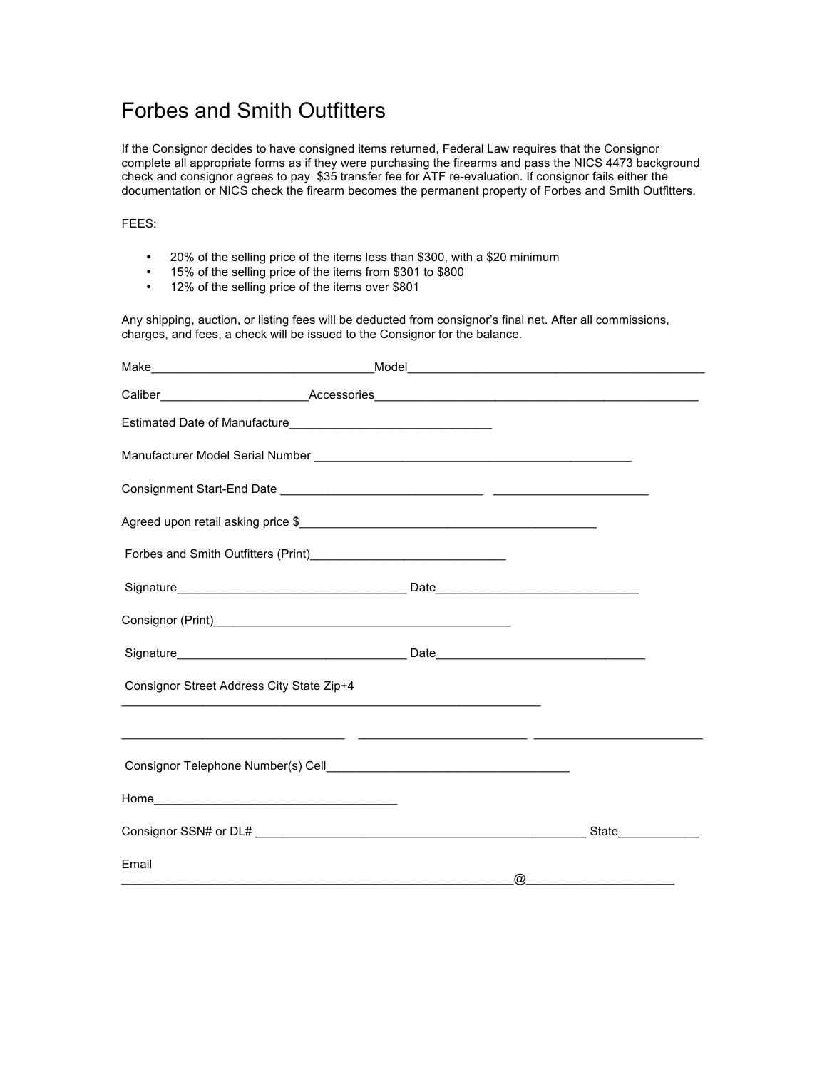# Forbes and Smith Outfitters

If the Consignor decides to have consigned items returned, Federal Law requires that the Consignor complete all appropriate forms as if they were purchasing the firearms and pass the NICS 4473 background check and consignor agrees to pay $35 transfer fee for ATF re-evaluation. If consignor fails either the documentation or NICS check the firearm becomes the permanent property of Forbes and Smith Outfitters.

FEES:

- 20% of the selling price of the items less than $300, with a $20 minimum
- 15% of the selling price of the items from $301 to $800
- 12% of the selling price of the items over $801

Any shipping, auction, or listing fees will be deducted from consignor's final net. After all commissions, charges, and fees, a check will be issued to the Consignor for the balance.

Make________________________________Model_____________________________________________

Caliber_____________________Accessories_______________________________________________

Estimated Date of Manufacture_____________________________

Manufacturer Model Serial Number _______________________________________________

Consignment Start-End Date _____________________________ ______________________

Agreed upon retail asking price $__________________________________________

Forbes and Smith Outfitters (Print)____________________________

Signature_________________________________ Date_____________________________

Consignor (Print)___________________________________________

Signature_________________________________ Date______________________________

Consignor Street Address City State Zip+4

____________________________________________________________

________________________________ ________________________ ________________________

Consignor Telephone Number(s) Cell___________________________________

Home__________________________________

Consignor SSN# or DL# ________________________________________________ State____________

Email
________________________________________________________@_____________________